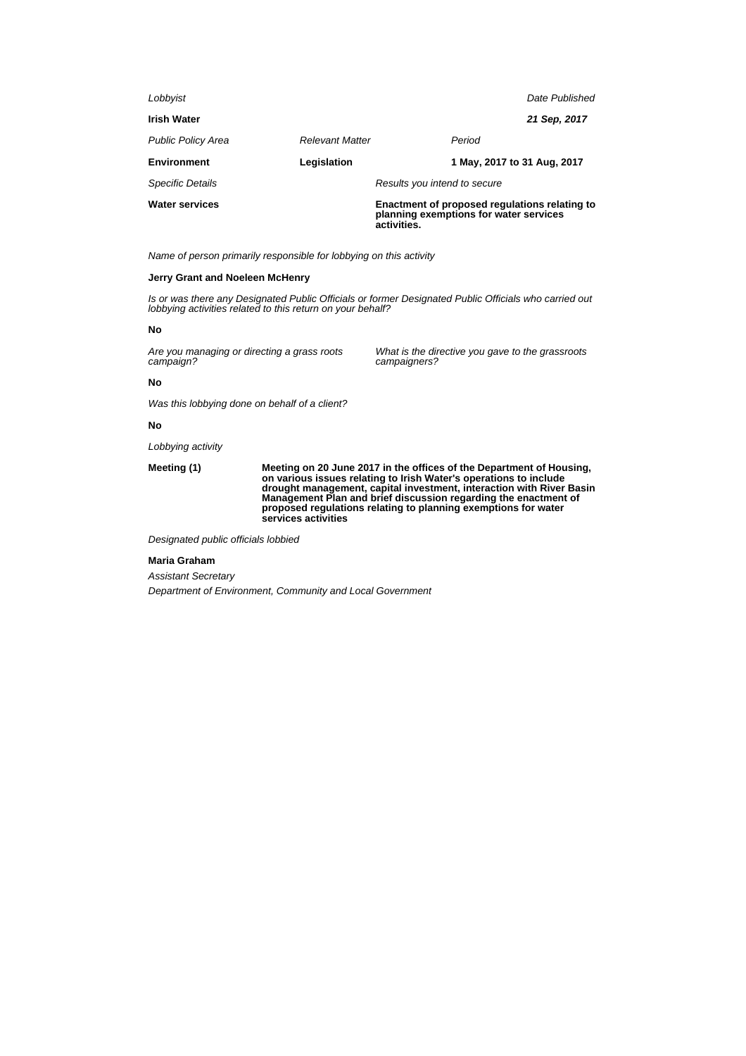*Lobbyist*

**Irish Water**

*Date Published*

***21 Sep, 2017***

| *Public Policy Area* | *Relevant Matter* | *Period* |
|---|---|---|
| **Environment** | **Legislation** | **1 May, 2017 to 31 Aug, 2017** |

*Specific Details*

**Water services**

*Results you intend to secure*

**Enactment of proposed regulations relating to planning exemptions for water services activities.**

*Name of person primarily responsible for lobbying on this activity*

**Jerry Grant and Noeleen McHenry**

*Is or was there any Designated Public Officials or former Designated Public Officials who carried out lobbying activities related to this return on your behalf?*

**No**

*Are you managing or directing a grass roots campaign?*

**No**

*What is the directive you gave to the grassroots campaigners?*

*Was this lobbying done on behalf of a client?*

**No**

*Lobbying activity*

**Meeting (1)**

**Meeting on 20 June 2017 in the offices of the Department of Housing, on various issues relating to Irish Water's operations to include drought management, capital investment, interaction with River Basin Management Plan and brief discussion regarding the enactment of proposed regulations relating to planning exemptions for water services activities**

*Designated public officials lobbied*

**Maria Graham**

*Assistant Secretary*

*Department of Environment, Community and Local Government*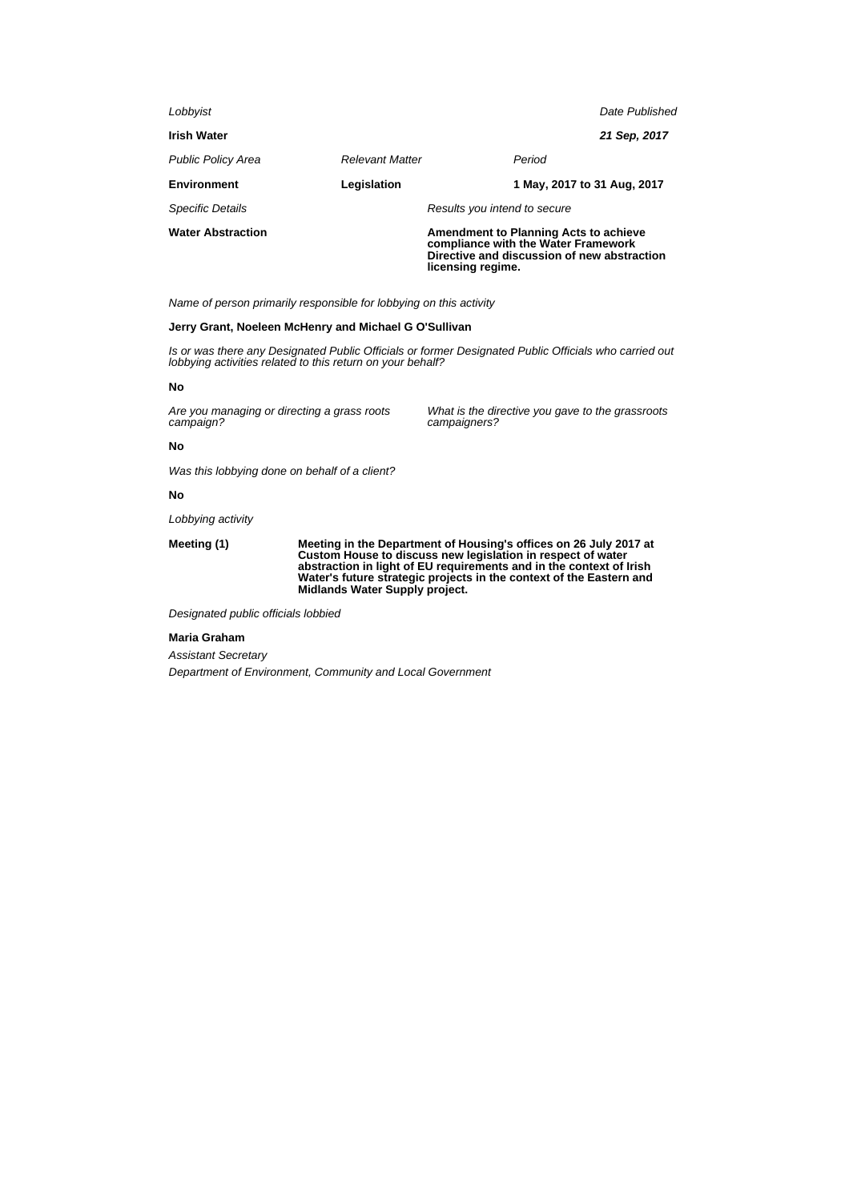*Lobbyist*

**Irish Water**

*Date Published*

***21 Sep, 2017***

| *Public Policy Area* | *Relevant Matter* | *Period* |
|---|---|---|
| **Environment** | **Legislation** | **1 May, 2017 to 31 Aug, 2017** |

*Specific Details*

**Water Abstraction**

*Results you intend to secure*

**Amendment to Planning Acts to achieve compliance with the Water Framework Directive and discussion of new abstraction licensing regime.**

*Name of person primarily responsible for lobbying on this activity*

**Jerry Grant, Noeleen McHenry and Michael G O'Sullivan**

*Is or was there any Designated Public Officials or former Designated Public Officials who carried out lobbying activities related to this return on your behalf?*

**No**

*Are you managing or directing a grass roots campaign?*

**No**

*What is the directive you gave to the grassroots campaigners?*

*Was this lobbying done on behalf of a client?*

**No**

*Lobbying activity*

**Meeting (1)**

**Meeting in the Department of Housing's offices on 26 July 2017 at Custom House to discuss new legislation in respect of water abstraction in light of EU requirements and in the context of Irish Water's future strategic projects in the context of the Eastern and Midlands Water Supply project.**

*Designated public officials lobbied*

**Maria Graham**

*Assistant Secretary*

*Department of Environment, Community and Local Government*